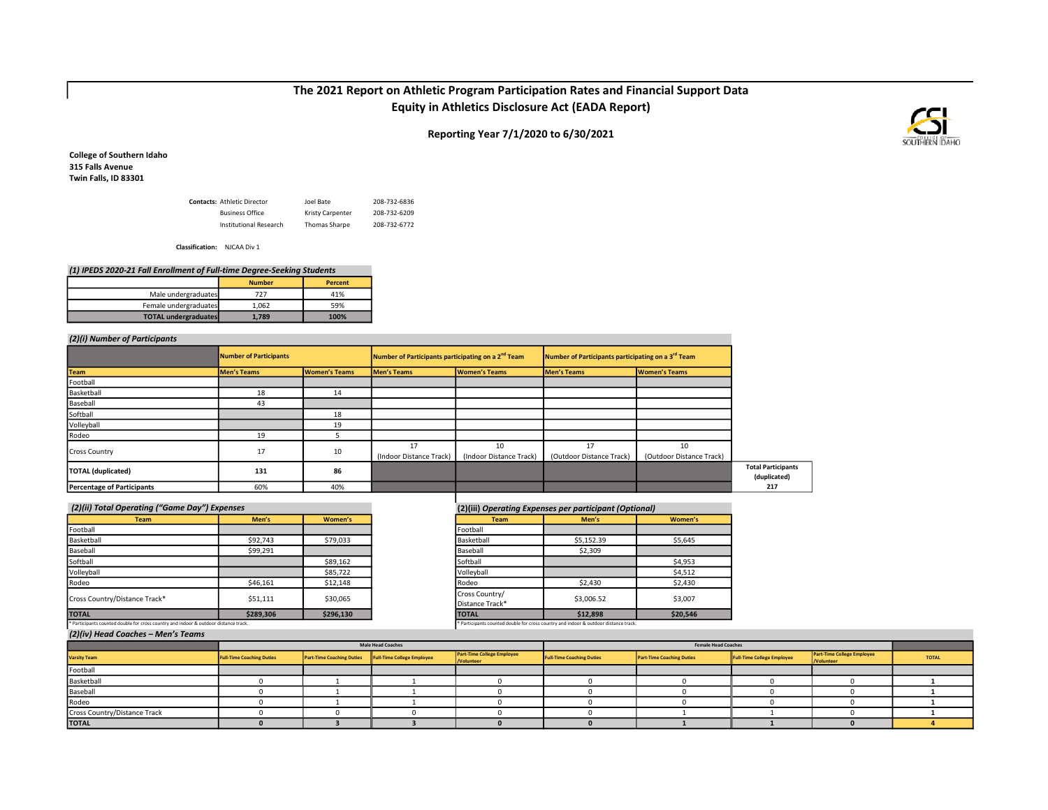# The 2021 Report on Athletic Program Participation Rates and Financial Support Data

## Equity in Athletics Disclosure Act (EADA Report)

### Reporting Year 7/1/2020 to 6/30/2021

**College of Southern Idaho**
**315 Falls Avenue**
**Twin Falls, ID 83301**

| **Contacts:** | | | |
|---|---|---|---|
| | Athletic Director | Joel Bate | 208-732-6836 |
| | Business Office | Kristy Carpenter | 208-732-6209 |
| | Institutional Research | Thomas Sharpe | 208-732-6772 |

**Classification:** NJCAA Div 1

### *(1) IPEDS 2020-21 Fall Enrollment of Full-time Degree-Seeking Students*

| | Number | Percent |
|---|---|---|
| Male undergraduates | 727 | 41% |
| Female undergraduates | 1,062 | 59% |
| **TOTAL undergraduates** | **1,789** | **100%** |

### *(2)(i) Number of Participants*

| | Number of Participants | | Number of Participants participating on a 2nd Team | | Number of Participants participating on a 3rd Team | |
|---|---|---|---|---|---|---|
| Team | Men's Teams | Women's Teams | Men's Teams | Women's Teams | Men's Teams | Women's Teams |
| Football | | | | | | |
| Basketball | 18 | 14 | | | | |
| Baseball | 43 | | | | | |
| Softball | | 18 | | | | |
| Volleyball | | 19 | | | | |
| Rodeo | 19 | 5 | | | | |
| Cross Country | 17 | 10 | 17 (Indoor Distance Track) | 10 (Indoor Distance Track) | 17 (Outdoor Distance Track) | 10 (Outdoor Distance Track) |
| **TOTAL (duplicated)** | **131** | **86** | | | | |
| **Percentage of Participants** | 60% | 40% | | | | |

**Total Participants (duplicated)** **217**

### *(2)(ii) Total Operating ("Game Day") Expenses*

| Team | Men's | Women's |
|---|---|---|
| Football | | |
| Basketball | $92,743 | $79,033 |
| Baseball | $99,291 | |
| Softball | | $89,162 |
| Volleyball | | $85,722 |
| Rodeo | $46,161 | $12,148 |
| Cross Country/Distance Track* | $51,111 | $30,065 |
| **TOTAL** | **$289,306** | **$296,130** |

\* Participants counted double for cross country and indoor & outdoor distance track.

### *(2)(iii) Operating Expenses per participant (Optional)*

| Team | Men's | Women's |
|---|---|---|
| Football | | |
| Basketball | $5,152.39 | $5,645 |
| Baseball | $2,309 | |
| Softball | | $4,953 |
| Volleyball | | $4,512 |
| Rodeo | $2,430 | $2,430 |
| Cross Country/ Distance Track* | $3,006.52 | $3,007 |
| **TOTAL** | **$12,898** | **$20,546** |

\* Participants counted double for cross country and indoor & outdoor distance track.

### *(2)(iv) Head Coaches – Men's Teams*

| | Male Head Coaches | | | | Female Head Coaches | | | | |
|---|---|---|---|---|---|---|---|---|---|
| Varsity Team | Full-Time Coaching Duties | Part-Time Coaching Duties | Full-Time College Employee | Part-Time College Employee /Volunteer | Full-Time Coaching Duties | Part-Time Coaching Duties | Full-Time College Employee | Part-Time College Employee /Volunteer | TOTAL |
| Football | | | | | | | | | |
| Basketball | 0 | 1 | 1 | 0 | 0 | 0 | 0 | 0 | 1 |
| Baseball | 0 | 1 | 1 | 0 | 0 | 0 | 0 | 0 | 1 |
| Rodeo | 0 | 1 | 1 | 0 | 0 | 0 | 0 | 0 | 1 |
| Cross Country/Distance Track | 0 | 0 | 0 | 0 | 0 | 1 | 1 | 0 | 1 |
| **TOTAL** | **0** | **3** | **3** | **0** | **0** | **1** | **1** | **0** | **4** |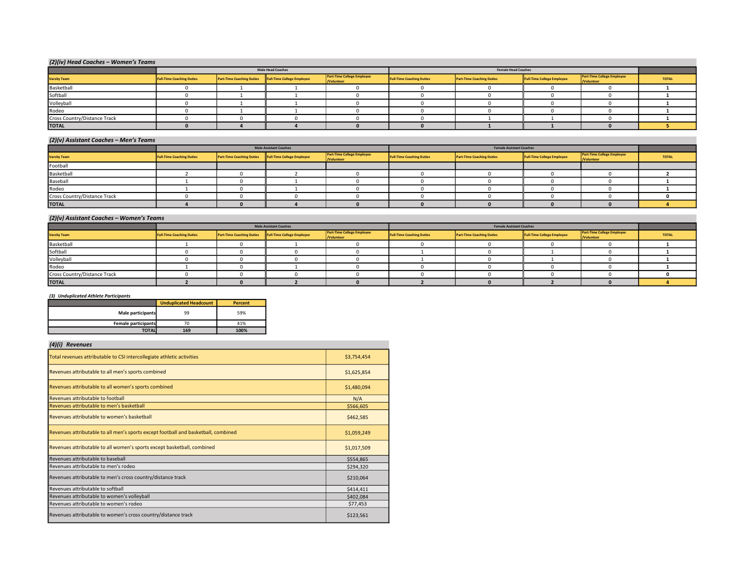## (2)(iv) Head Coaches – Women's Teams

| | Male Head Coaches | | | | Female Head Coaches | | | | |
|---|---|---|---|---|---|---|---|---|---|
| Varsity Team | Full-Time Coaching Duties | Part-Time Coaching Duties | Full-Time College Employee | Part-Time College Employee /Volunteer | Full-Time Coaching Duties | Part-Time Coaching Duties | Full-Time College Employee | Part-Time College Employee /Volunteer | TOTAL |
| Basketball | 0 | 1 | 1 | 0 | 0 | 0 | 0 | 0 | 1 |
| Softball | 0 | 1 | 1 | 0 | 0 | 0 | 0 | 0 | 1 |
| Volleyball | 0 | 1 | 1 | 0 | 0 | 0 | 0 | 0 | 1 |
| Rodeo | 0 | 1 | 1 | 0 | 0 | 0 | 0 | 0 | 1 |
| Cross Country/Distance Track | 0 | 0 | 0 | 0 | 0 | 1 | 1 | 0 | 1 |
| **TOTAL** | **0** | **4** | **4** | **0** | **0** | **1** | **1** | **0** | **5** |

## (2)(v) Assistant Coaches – Men's Teams

| | Male Assistant Coaches | | | | Female Assistant Coaches | | | | |
|---|---|---|---|---|---|---|---|---|---|
| Varsity Team | Full-Time Coaching Duties | Part-Time Coaching Duties | Full-Time College Employee | Part-Time College Employee /Volunteer | Full-Time Coaching Duties | Part-Time Coaching Duties | Full-Time College Employee | Part-Time College Employee /Volunteer | TOTAL |
| Football | | | | | | | | | |
| Basketball | 2 | 0 | 2 | 0 | 0 | 0 | 0 | 0 | 2 |
| Baseball | 1 | 0 | 1 | 0 | 0 | 0 | 0 | 0 | 1 |
| Rodeo | 1 | 0 | 1 | 0 | 0 | 0 | 0 | 0 | 1 |
| Cross Country/Distance Track | 0 | 0 | 0 | 0 | 0 | 0 | 0 | 0 | 0 |
| **TOTAL** | **4** | **0** | **4** | **0** | **0** | **0** | **0** | **0** | **4** |

## (2)(v) Assistant Coaches – Women's Teams

| | Male Assistant Coaches | | | | Female Assistant Coaches | | | | |
|---|---|---|---|---|---|---|---|---|---|
| Varsity Team | Full-Time Coaching Duties | Part-Time Coaching Duties | Full-Time College Employee | Part-Time College Employee /Volunteer | Full-Time Coaching Duties | Part-Time Coaching Duties | Full-Time College Employee | Part-Time College Employee /Volunteer | TOTAL |
| Basketball | 1 | 0 | 1 | 0 | 0 | 0 | 0 | 0 | 1 |
| Softball | 0 | 0 | 0 | 0 | 1 | 0 | 1 | 0 | 1 |
| Volleyball | 0 | 0 | 0 | 0 | 1 | 0 | 1 | 0 | 1 |
| Rodeo | 1 | 0 | 1 | 0 | 0 | 0 | 0 | 0 | 1 |
| Cross Country/Distance Track | 0 | 0 | 0 | 0 | 0 | 0 | 0 | 0 | 0 |
| **TOTAL** | **2** | **0** | **2** | **0** | **2** | **0** | **2** | **0** | **4** |

### (3) Unduplicated Athlete Participants

| | Unduplicated Headcount | Percent |
|---|---|---|
| **Male participants** | 99 | 59% |
| **Female participants** | 70 | 41% |
| **TOTAL** | **169** | **100%** |

## (4)(i) Revenues

| | |
|---|---|
| Total revenues attributable to CSI intercollegiate athletic activities | $3,754,454 |
| Revenues attributable to all men's sports combined | $1,625,854 |
| Revenues attributable to all women's sports combined | $1,480,094 |
| Revenues attributable to football | N/A |
| Revenues attributable to men's basketball | $566,605 |
| Revenues attributable to women's basketball | $462,585 |
| Revenues attributable to all men's sports except football and basketball, combined | $1,059,249 |
| Revenues attributable to all women's sports except basketball, combined | $1,017,509 |
| Revenues attributable to baseball | $554,865 |
| Revenues attributable to men's rodeo | $294,320 |
| Revenues attributable to men's cross country/distance track | $210,064 |
| Revenues attributable to softball | $414,411 |
| Revenues attributable to women's volleyball | $402,084 |
| Revenues attributable to women's rodeo | $77,453 |
| Revenues attributable to women's cross country/distance track | $123,561 |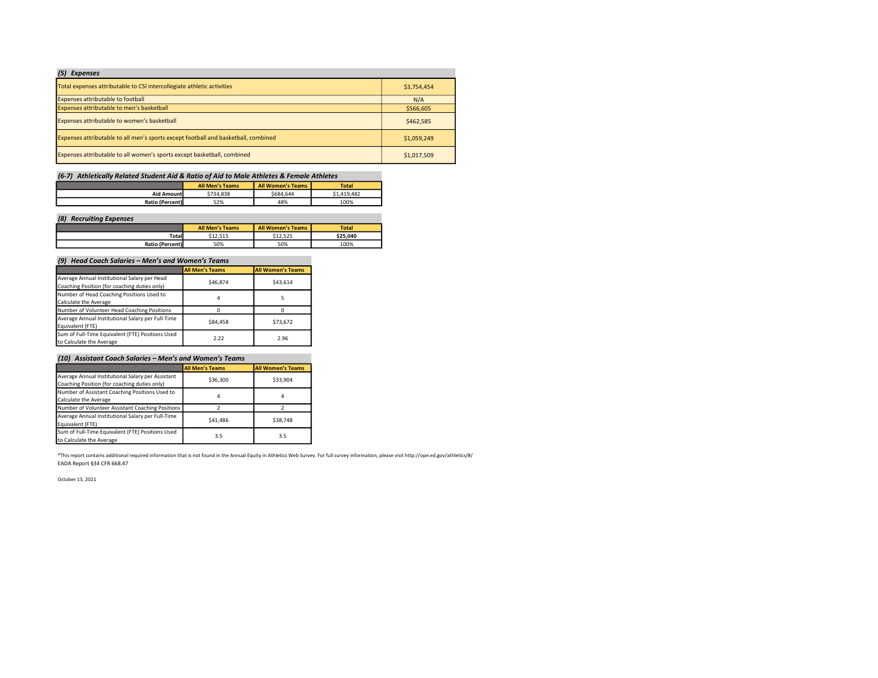### *(5) Expenses*

| | |
|---|---|
| Total expenses attributable to CSI intercollegiate athletic activities | $3,754,454 |
| Expenses attributable to football | N/A |
| Expenses attributable to men's basketball | $566,605 |
| Expenses attributable to women's basketball | $462,585 |
| Expenses attributable to all men's sports except football and basketball, combined | $1,059,249 |
| Expenses attributable to all women's sports except basketball, combined | $1,017,509 |

### *(6-7) Athletically Related Student Aid & Ratio of Aid to Male Athletes & Female Athletes*

| | All Men's Teams | All Women's Teams | Total |
|---|---|---|---|
| **Aid Amount** | $734,838 | $684,644 | $1,419,482 |
| **Ratio (Percent)** | 52% | 48% | 100% |

### *(8) Recruiting Expenses*

| | All Men's Teams | All Women's Teams | Total |
|---|---|---|---|
| **Total** | $12,515 | $12,525 | **$25,040** |
| **Ratio (Percent)** | 50% | 50% | 100% |

### *(9) Head Coach Salaries – Men's and Women's Teams*

| | All Men's Teams | All Women's Teams |
|---|---|---|
| Average Annual Institutional Salary per Head Coaching Position (for coaching duties only) | $46,874 | $43,614 |
| Number of Head Coaching Positions Used to Calculate the Average | 4 | 5 |
| Number of Volunteer Head Coaching Positions | 0 | 0 |
| Average Annual Institutional Salary per Full-Time Equivalent (FTE) | $84,458 | $73,672 |
| Sum of Full-Time Equivalent (FTE) Positions Used to Calculate the Average | 2.22 | 2.96 |

### *(10) Assistant Coach Salaries – Men's and Women's Teams*

| | All Men's Teams | All Women's Teams |
|---|---|---|
| Average Annual Institutional Salary per Assistant Coaching Position (for coaching duties only) | $36,300 | $33,904 |
| Number of Assistant Coaching Positions Used to Calculate the Average | 4 | 4 |
| Number of Volunteer Assistant Coaching Positions | 2 | 2 |
| Average Annual Institutional Salary per Full-Time Equivalent (FTE) | $41,486 | $38,748 |
| Sum of Full-Time Equivalent (FTE) Positions Used to Calculate the Average | 3.5 | 3.5 |

*This report contains additional required information that is not found in the Annual Equity in Athletics Web Survey. For full survey information, please visit http://ope.ed.gov/athletics/#/

EADA Report §34 CFR 668.47

October 13, 2021